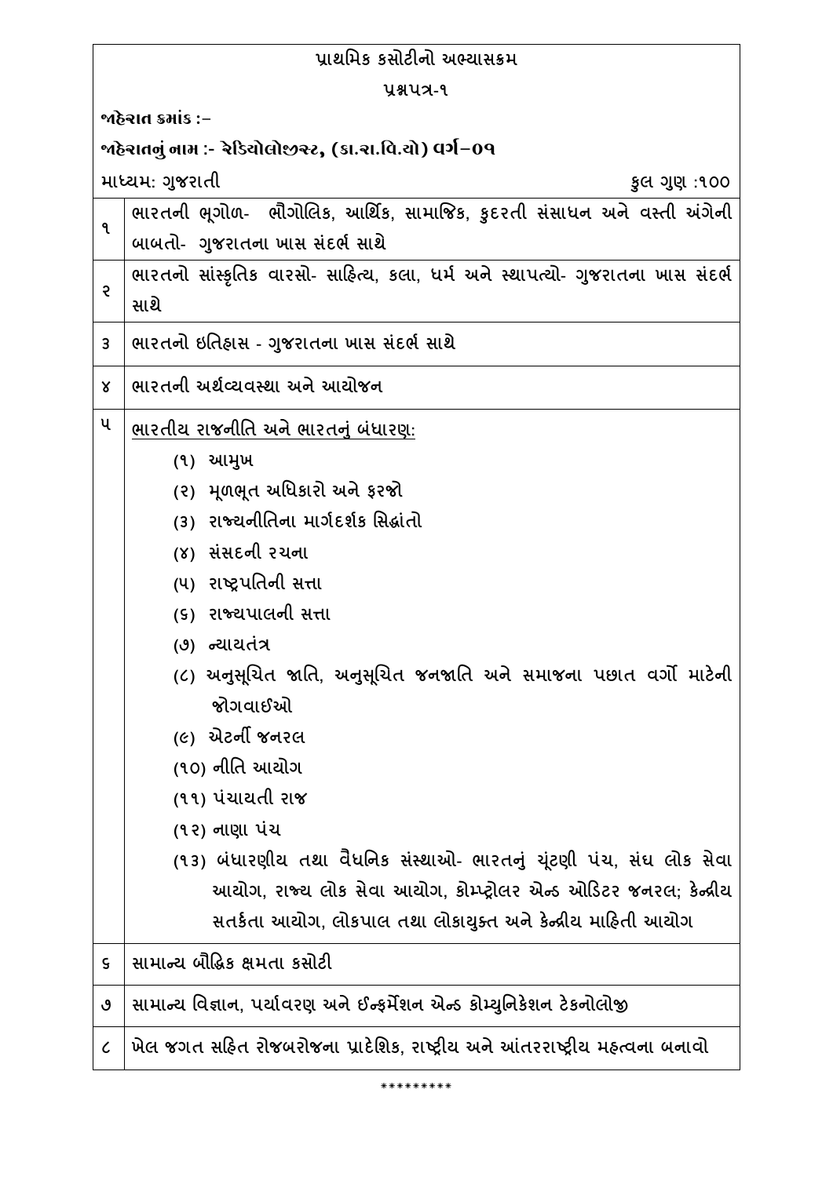# પ્રાથમિક કસોટીનો અભ્યાસક્રમ

## પ્રશ્નપત્ર-૧

**જાહેરાત ક્રમાંક :–**

**જાહેરાતનું નામ :- રેડિયોલોજીસ્ટ, (કા.રા.વિ.યો) વર્ગ–૦૧**

માધ્યમ: ગુજરાતી | કુલ ગુણ :૧૦૦

| ક્રમ | વિષય |
|---|---|
| ૧ | ભારતની ભૂગોળ- ભૌગોલિક, આર્થિક, સામાજિક, કુદરતી સંસાધન અને વસ્તી અંગેની બાબતો- ગુજરાતના ખાસ સંદર્ભ સાથે |
| ૨ | ભારતનો સાંસ્કૃતિક વારસો- સાહિત્ય, કલા, ધર્મ અને સ્થાપત્યો- ગુજરાતના ખાસ સંદર્ભ સાથે |
| ૩ | ભારતનો ઇતિહાસ - ગુજરાતના ખાસ સંદર્ભ સાથે |
| ૪ | ભારતની અર્થવ્યવસ્થા અને આયોજન |
| ૫ | <u>ભારતીય રાજનીતિ અને ભારતનું બંધારણ:</u><br>(૧) આમુખ<br>(૨) મૂળભૂત અધિકારો અને ફરજો<br>(૩) રાજ્યનીતિના માર્ગદર્શક સિદ્ધાંતો<br>(૪) સંસદની રચના<br>(૫) રાષ્ટ્રપતિની સત્તા<br>(૬) રાજ્યપાલની સત્તા<br>(૭) ન્યાયતંત્ર<br>(૮) અનુસૂચિત જાતિ, અનુસૂચિત જનજાતિ અને સમાજના પછાત વર્ગો માટેની જોગવાઈઓ<br>(૯) એટર્ની જનરલ<br>(૧૦) નીતિ આયોગ<br>(૧૧) પંચાયતી રાજ<br>(૧૨) નાણા પંચ<br>(૧૩) બંધારણીય તથા વૈધનિક સંસ્થાઓ- ભારતનું ચૂંટણી પંચ, સંઘ લોક સેવા આયોગ, રાજ્ય લોક સેવા આયોગ, કોમ્પ્ટ્રોલર એન્ડ ઓડિટર જનરલ; કેન્દ્રીય સતર્કતા આયોગ, લોકપાલ તથા લોકાયુક્ત અને કેન્દ્રીય માહિતી આયોગ |
| ૬ | સામાન્ય બૌદ્ધિક ક્ષમતા કસોટી |
| ૭ | સામાન્ય વિજ્ઞાન, પર્યાવરણ અને ઈન્ફર્મેશન એન્ડ કોમ્યુનિકેશન ટેકનોલોજી |
| ૮ | ખેલ જગત સહિત રોજબરોજના પ્રાદેશિક, રાષ્ટ્રીય અને આંતરરાષ્ટ્રીય મહત્વના બનાવો |

*********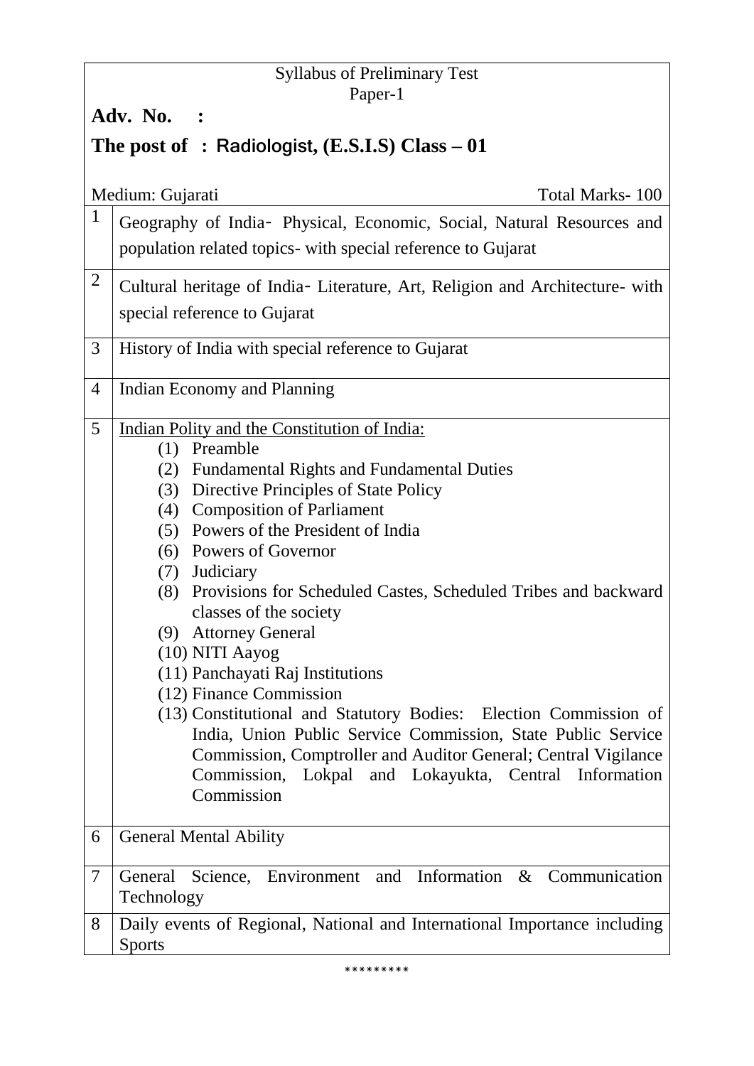Syllabus of Preliminary Test
Paper-1

**Adv. No. :**

**The post of : Radiologist, (E.S.I.S) Class – 01**

Medium: Gujarati | Total Marks- 100

| | |
|---|---|
| 1 | Geography of India- Physical, Economic, Social, Natural Resources and population related topics- with special reference to Gujarat |
| 2 | Cultural heritage of India- Literature, Art, Religion and Architecture- with special reference to Gujarat |
| 3 | History of India with special reference to Gujarat |
| 4 | Indian Economy and Planning |
| 5 | <u>Indian Polity and the Constitution of India:</u><br>(1) Preamble<br>(2) Fundamental Rights and Fundamental Duties<br>(3) Directive Principles of State Policy<br>(4) Composition of Parliament<br>(5) Powers of the President of India<br>(6) Powers of Governor<br>(7) Judiciary<br>(8) Provisions for Scheduled Castes, Scheduled Tribes and backward classes of the society<br>(9) Attorney General<br>(10) NITI Aayog<br>(11) Panchayati Raj Institutions<br>(12) Finance Commission<br>(13) Constitutional and Statutory Bodies: Election Commission of India, Union Public Service Commission, State Public Service Commission, Comptroller and Auditor General; Central Vigilance Commission, Lokpal and Lokayukta, Central Information Commission |
| 6 | General Mental Ability |
| 7 | General Science, Environment and Information & Communication Technology |
| 8 | Daily events of Regional, National and International Importance including Sports |

*********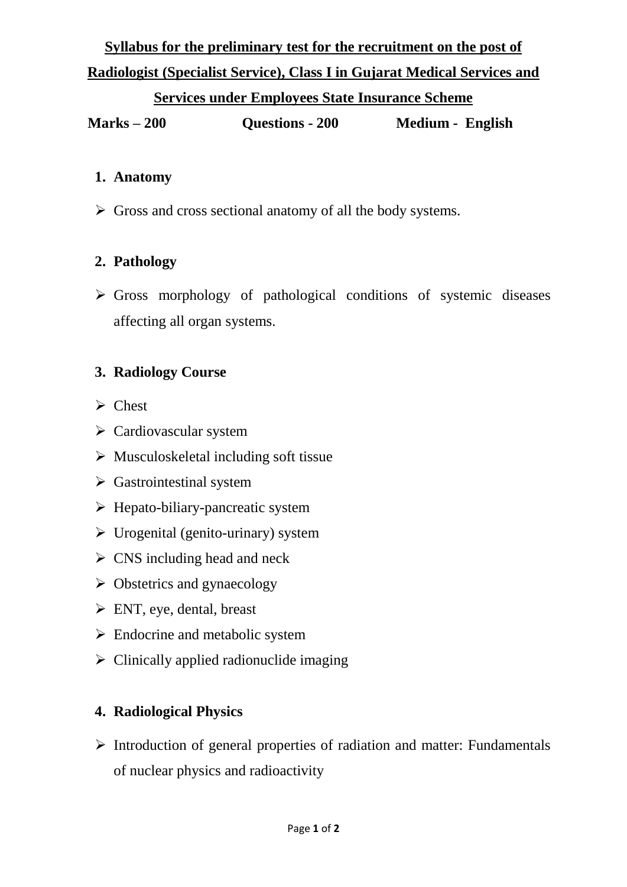**Syllabus for the preliminary test for the recruitment on the post of Radiologist (Specialist Service), Class I in Gujarat Medical Services and Services under Employees State Insurance Scheme**

**Marks – 200 Questions - 200 Medium - English**

1. **Anatomy**

- Gross and cross sectional anatomy of all the body systems.

2. **Pathology**

- Gross morphology of pathological conditions of systemic diseases affecting all organ systems.

3. **Radiology Course**

- Chest
- Cardiovascular system
- Musculoskeletal including soft tissue
- Gastrointestinal system
- Hepato-biliary-pancreatic system
- Urogenital (genito-urinary) system
- CNS including head and neck
- Obstetrics and gynaecology
- ENT, eye, dental, breast
- Endocrine and metabolic system
- Clinically applied radionuclide imaging

4. **Radiological Physics**

- Introduction of general properties of radiation and matter: Fundamentals of nuclear physics and radioactivity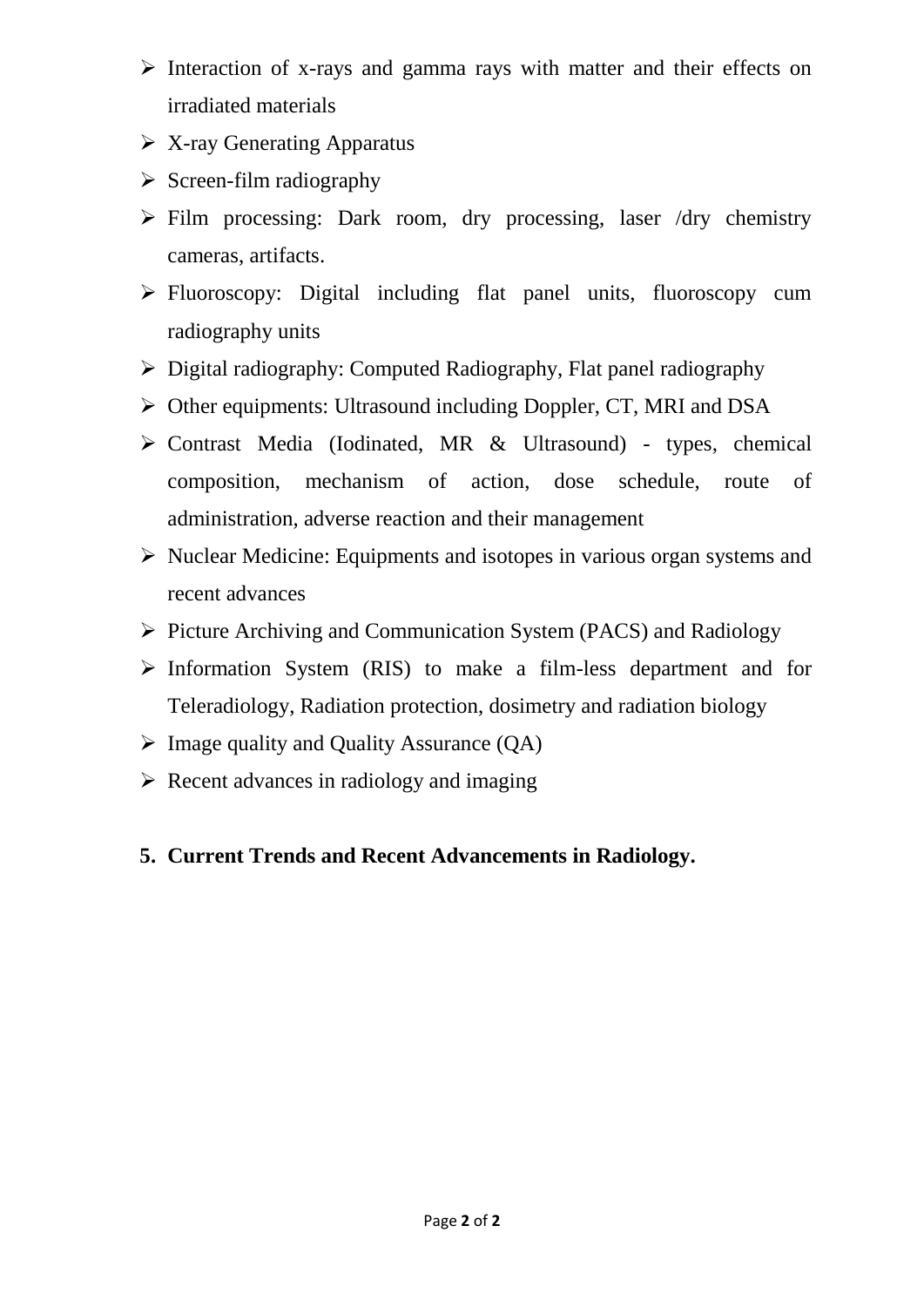- Interaction of x-rays and gamma rays with matter and their effects on irradiated materials
- X-ray Generating Apparatus
- Screen-film radiography
- Film processing: Dark room, dry processing, laser /dry chemistry cameras, artifacts.
- Fluoroscopy: Digital including flat panel units, fluoroscopy cum radiography units
- Digital radiography: Computed Radiography, Flat panel radiography
- Other equipments: Ultrasound including Doppler, CT, MRI and DSA
- Contrast Media (Iodinated, MR & Ultrasound) - types, chemical composition, mechanism of action, dose schedule, route of administration, adverse reaction and their management
- Nuclear Medicine: Equipments and isotopes in various organ systems and recent advances
- Picture Archiving and Communication System (PACS) and Radiology
- Information System (RIS) to make a film-less department and for Teleradiology, Radiation protection, dosimetry and radiation biology
- Image quality and Quality Assurance (QA)
- Recent advances in radiology and imaging

**5. Current Trends and Recent Advancements in Radiology.**